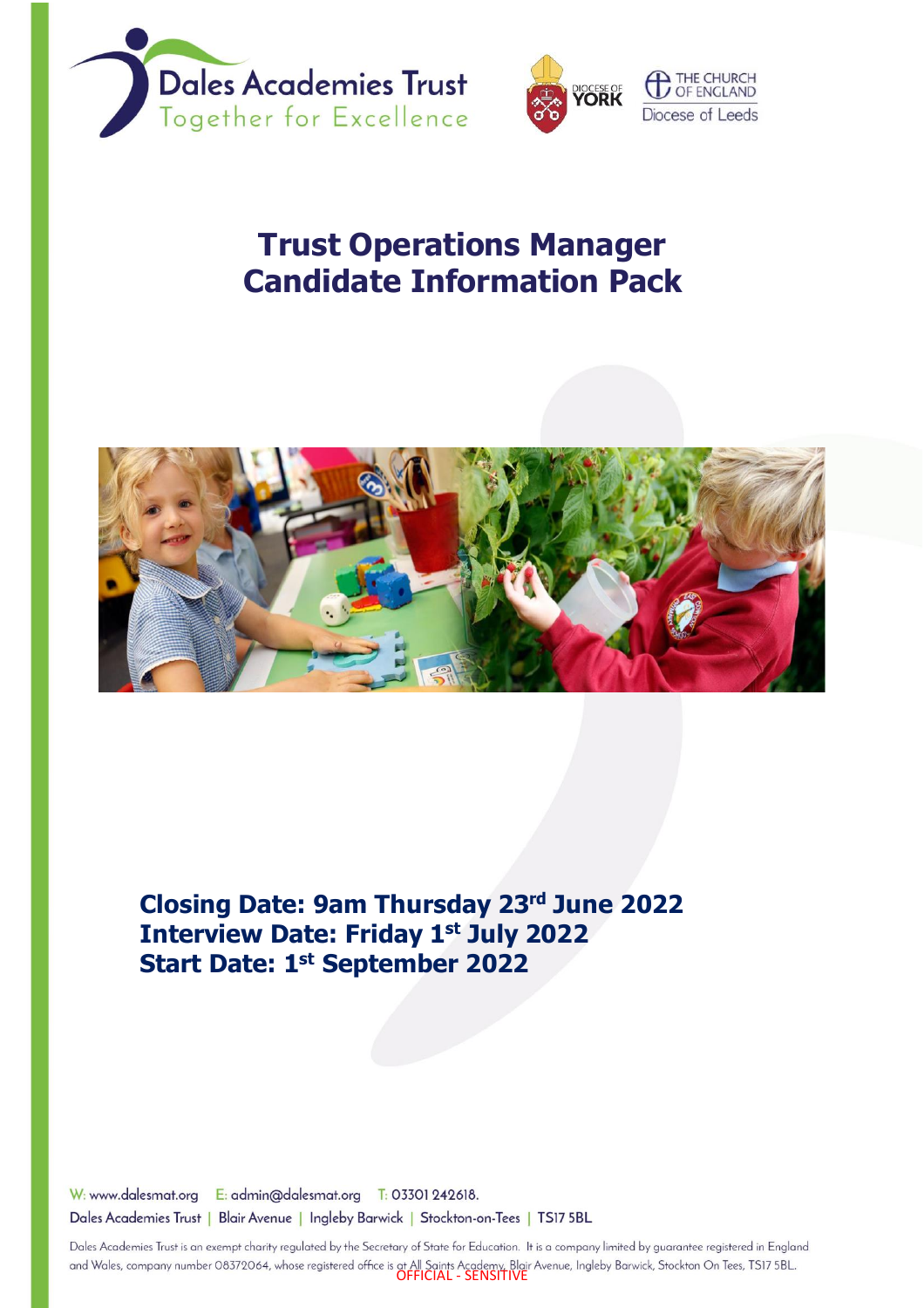Dales Academies Trust
Together for Excellence

Diocese of York | The Church of England Diocese of Leeds

# Trust Operations Manager
# Candidate Information Pack

**Closing Date: 9am Thursday 23rd June 2022**
**Interview Date: Friday 1st July 2022**
**Start Date: 1st September 2022**

W: www.dalesmat.org  E: admin@dalesmat.org  T: 03301 242618.

Dales Academies Trust | Blair Avenue | Ingleby Barwick | Stockton-on-Tees | TS17 5BL

Dales Academies Trust is an exempt charity regulated by the Secretary of State for Education. It is a company limited by guarantee registered in England and Wales, company number 08372064, whose registered office is at All Saints Academy, Blair Avenue, Ingleby Barwick, Stockton On Tees, TS17 5BL.

OFFICIAL - SENSITIVE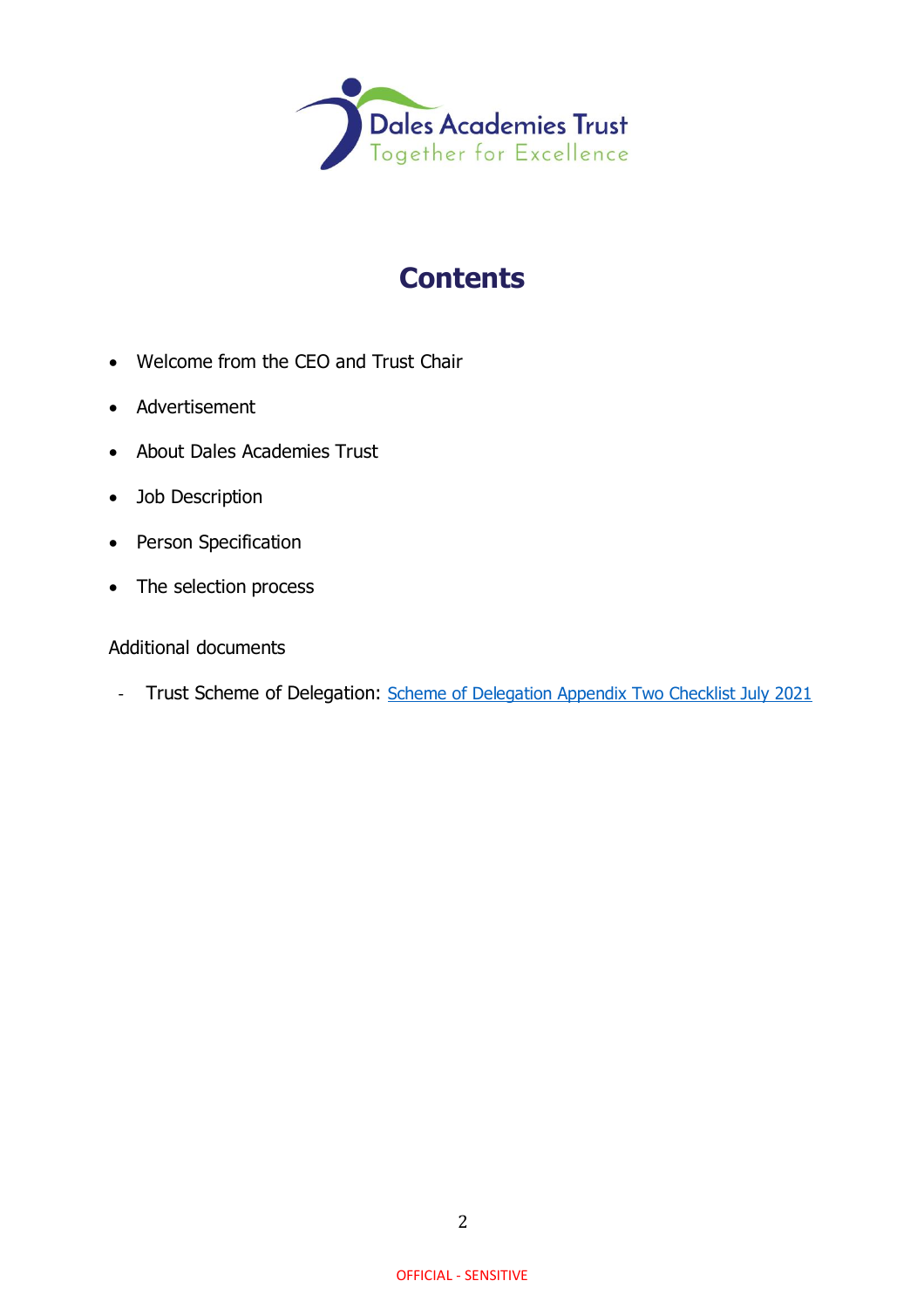# Contents

- Welcome from the CEO and Trust Chair
- Advertisement
- About Dales Academies Trust
- Job Description
- Person Specification
- The selection process

Additional documents

- Trust Scheme of Delegation: Scheme of Delegation Appendix Two Checklist July 2021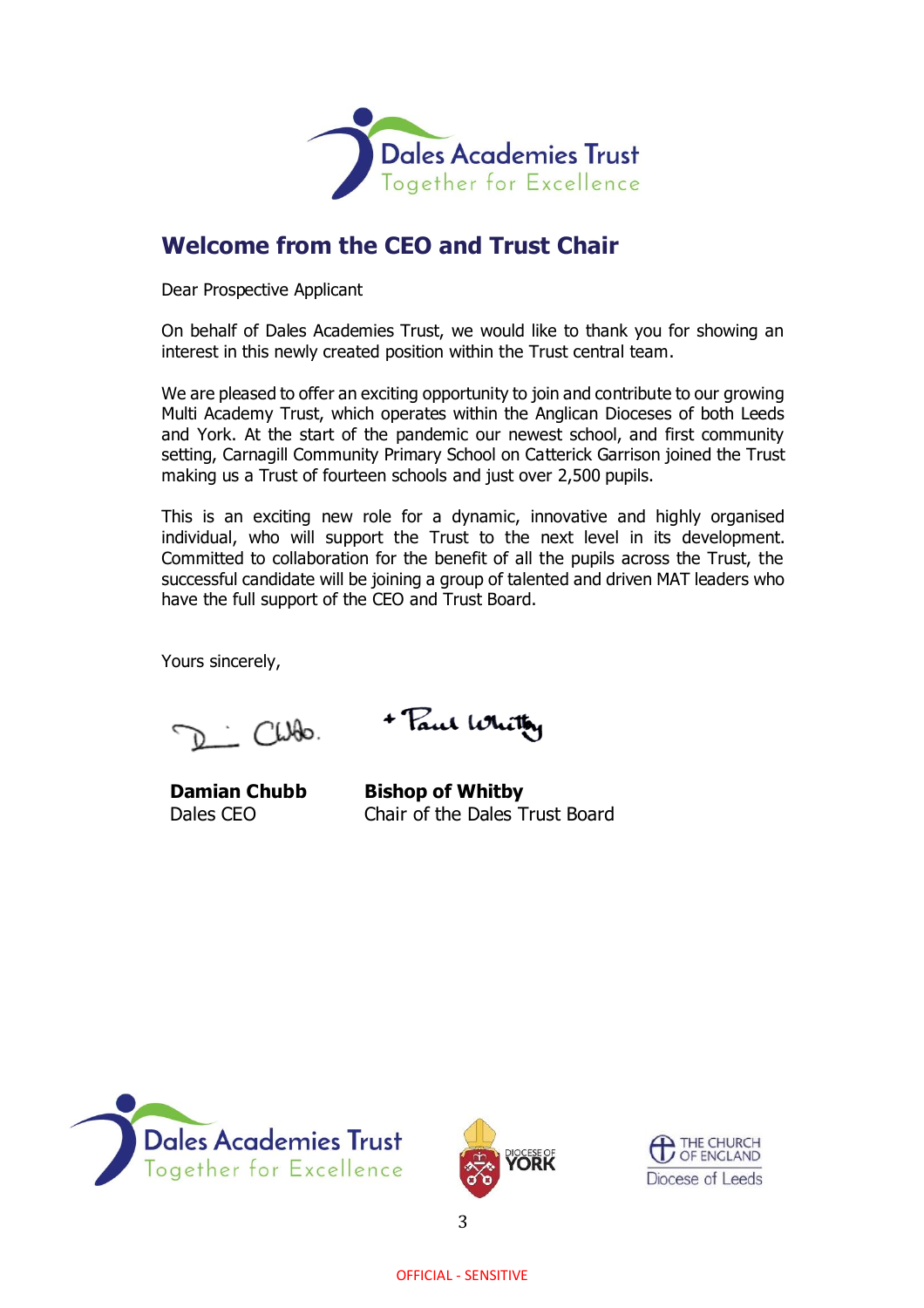## Welcome from the CEO and Trust Chair

Dear Prospective Applicant

On behalf of Dales Academies Trust, we would like to thank you for showing an interest in this newly created position within the Trust central team.

We are pleased to offer an exciting opportunity to join and contribute to our growing Multi Academy Trust, which operates within the Anglican Dioceses of both Leeds and York. At the start of the pandemic our newest school, and first community setting, Carnagill Community Primary School on Catterick Garrison joined the Trust making us a Trust of fourteen schools and just over 2,500 pupils.

This is an exciting new role for a dynamic, innovative and highly organised individual, who will support the Trust to the next level in its development. Committed to collaboration for the benefit of all the pupils across the Trust, the successful candidate will be joining a group of talented and driven MAT leaders who have the full support of the CEO and Trust Board.

Yours sincerely,

| **Damian Chubb** | **Bishop of Whitby** |
|---|---|
| Dales CEO | Chair of the Dales Trust Board |

OFFICIAL - SENSITIVE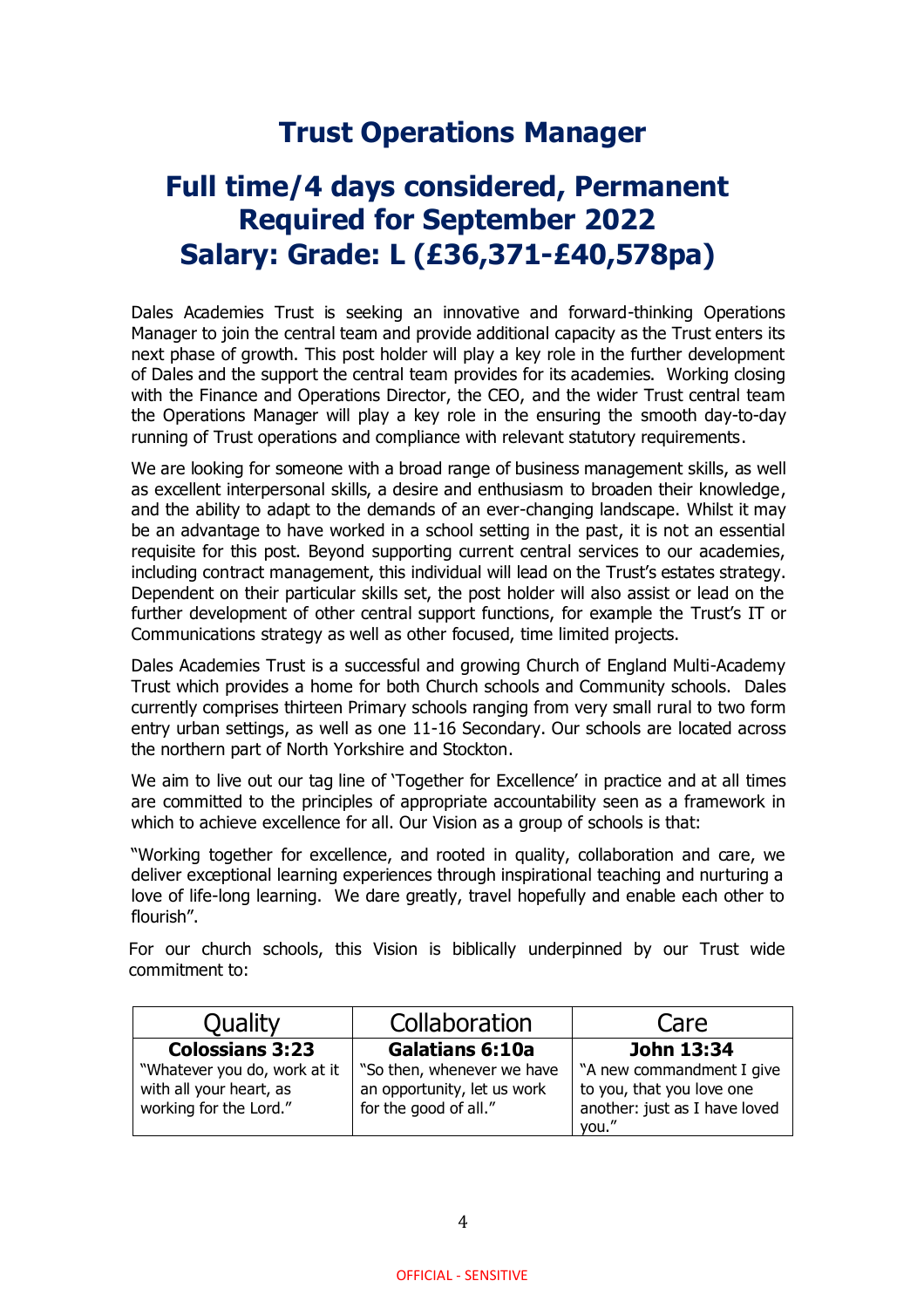# Trust Operations Manager

## Full time/4 days considered, Permanent
## Required for September 2022
## Salary: Grade: L (£36,371-£40,578pa)

Dales Academies Trust is seeking an innovative and forward-thinking Operations Manager to join the central team and provide additional capacity as the Trust enters its next phase of growth. This post holder will play a key role in the further development of Dales and the support the central team provides for its academies. Working closing with the Finance and Operations Director, the CEO, and the wider Trust central team the Operations Manager will play a key role in the ensuring the smooth day-to-day running of Trust operations and compliance with relevant statutory requirements.

We are looking for someone with a broad range of business management skills, as well as excellent interpersonal skills, a desire and enthusiasm to broaden their knowledge, and the ability to adapt to the demands of an ever-changing landscape. Whilst it may be an advantage to have worked in a school setting in the past, it is not an essential requisite for this post. Beyond supporting current central services to our academies, including contract management, this individual will lead on the Trust's estates strategy. Dependent on their particular skills set, the post holder will also assist or lead on the further development of other central support functions, for example the Trust's IT or Communications strategy as well as other focused, time limited projects.

Dales Academies Trust is a successful and growing Church of England Multi-Academy Trust which provides a home for both Church schools and Community schools. Dales currently comprises thirteen Primary schools ranging from very small rural to two form entry urban settings, as well as one 11-16 Secondary. Our schools are located across the northern part of North Yorkshire and Stockton.

We aim to live out our tag line of 'Together for Excellence' in practice and at all times are committed to the principles of appropriate accountability seen as a framework in which to achieve excellence for all. Our Vision as a group of schools is that:

"Working together for excellence, and rooted in quality, collaboration and care, we deliver exceptional learning experiences through inspirational teaching and nurturing a love of life-long learning. We dare greatly, travel hopefully and enable each other to flourish".

For our church schools, this Vision is biblically underpinned by our Trust wide commitment to:

| Quality | Collaboration | Care |
|---|---|---|
| **Colossians 3:23** "Whatever you do, work at it with all your heart, as working for the Lord." | **Galatians 6:10a** "So then, whenever we have an opportunity, let us work for the good of all." | **John 13:34** "A new commandment I give to you, that you love one another: just as I have loved you." |

OFFICIAL - SENSITIVE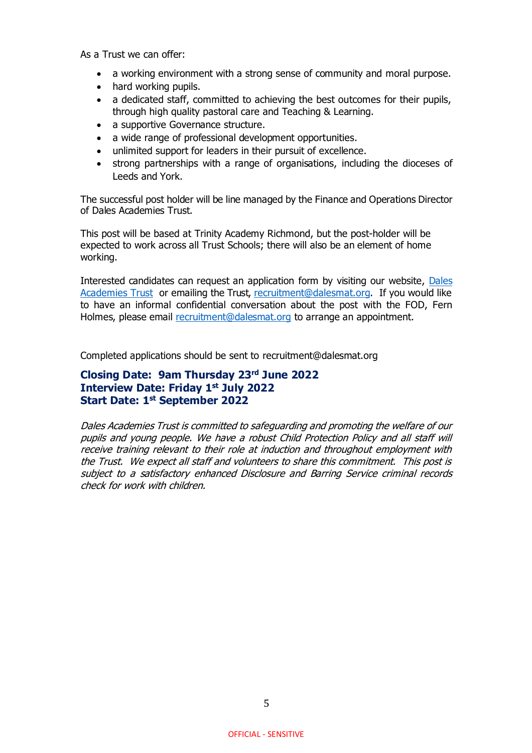As a Trust we can offer:

- a working environment with a strong sense of community and moral purpose.
- hard working pupils.
- a dedicated staff, committed to achieving the best outcomes for their pupils, through high quality pastoral care and Teaching & Learning.
- a supportive Governance structure.
- a wide range of professional development opportunities.
- unlimited support for leaders in their pursuit of excellence.
- strong partnerships with a range of organisations, including the dioceses of Leeds and York.

The successful post holder will be line managed by the Finance and Operations Director of Dales Academies Trust.

This post will be based at Trinity Academy Richmond, but the post-holder will be expected to work across all Trust Schools; there will also be an element of home working.

Interested candidates can request an application form by visiting our website, Dales Academies Trust or emailing the Trust, recruitment@dalesmat.org. If you would like to have an informal confidential conversation about the post with the FOD, Fern Holmes, please email recruitment@dalesmat.org to arrange an appointment.

Completed applications should be sent to recruitment@dalesmat.org

**Closing Date: 9am Thursday 23rd June 2022**
**Interview Date: Friday 1st July 2022**
**Start Date: 1st September 2022**

*Dales Academies Trust is committed to safeguarding and promoting the welfare of our pupils and young people. We have a robust Child Protection Policy and all staff will receive training relevant to their role at induction and throughout employment with the Trust. We expect all staff and volunteers to share this commitment. This post is subject to a satisfactory enhanced Disclosure and Barring Service criminal records check for work with children.*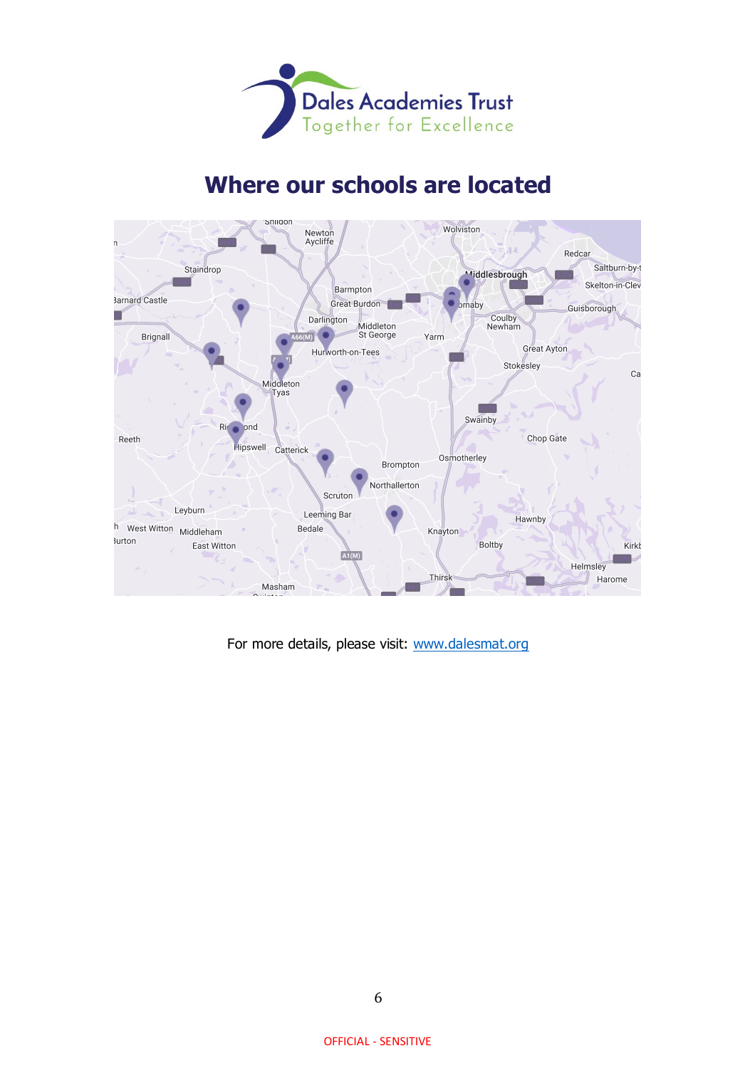Dales Academies Trust
Together for Excellence

# Where our schools are located

For more details, please visit: [www.dalesmat.org](http://www.dalesmat.org)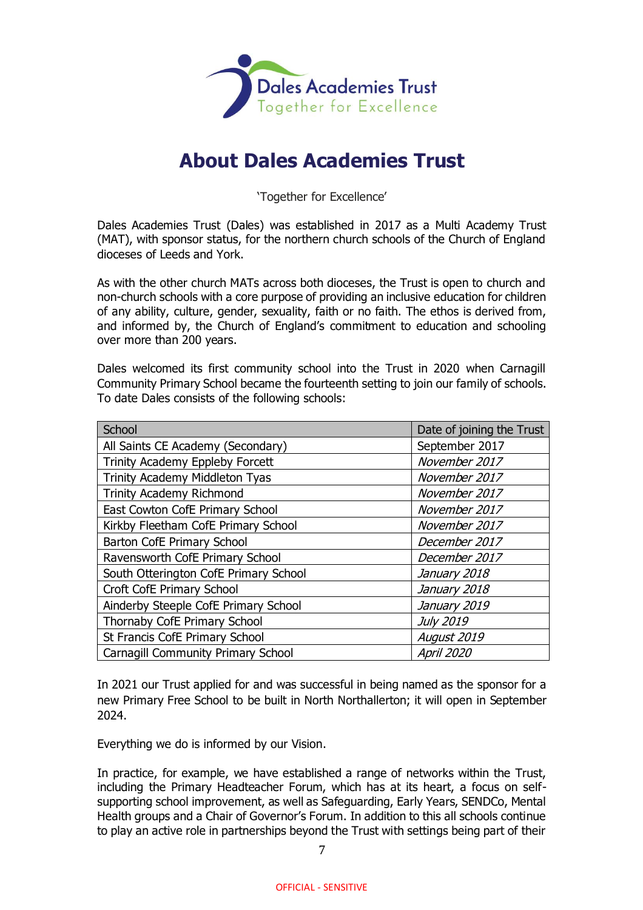# About Dales Academies Trust

'Together for Excellence'

Dales Academies Trust (Dales) was established in 2017 as a Multi Academy Trust (MAT), with sponsor status, for the northern church schools of the Church of England dioceses of Leeds and York.

As with the other church MATs across both dioceses, the Trust is open to church and non-church schools with a core purpose of providing an inclusive education for children of any ability, culture, gender, sexuality, faith or no faith. The ethos is derived from, and informed by, the Church of England's commitment to education and schooling over more than 200 years.

Dales welcomed its first community school into the Trust in 2020 when Carnagill Community Primary School became the fourteenth setting to join our family of schools. To date Dales consists of the following schools:

| School | Date of joining the Trust |
|---|---|
| All Saints CE Academy (Secondary) | September 2017 |
| Trinity Academy Eppleby Forcett | *November 2017* |
| Trinity Academy Middleton Tyas | *November 2017* |
| Trinity Academy Richmond | *November 2017* |
| East Cowton CofE Primary School | *November 2017* |
| Kirkby Fleetham CofE Primary School | *November 2017* |
| Barton CofE Primary School | *December 2017* |
| Ravensworth CofE Primary School | *December 2017* |
| South Otterington CofE Primary School | *January 2018* |
| Croft CofE Primary School | *January 2018* |
| Ainderby Steeple CofE Primary School | *January 2019* |
| Thornaby CofE Primary School | *July 2019* |
| St Francis CofE Primary School | *August 2019* |
| Carnagill Community Primary School | *April 2020* |

In 2021 our Trust applied for and was successful in being named as the sponsor for a new Primary Free School to be built in North Northallerton; it will open in September 2024.

Everything we do is informed by our Vision.

In practice, for example, we have established a range of networks within the Trust, including the Primary Headteacher Forum, which has at its heart, a focus on self-supporting school improvement, as well as Safeguarding, Early Years, SENDCo, Mental Health groups and a Chair of Governor's Forum. In addition to this all schools continue to play an active role in partnerships beyond the Trust with settings being part of their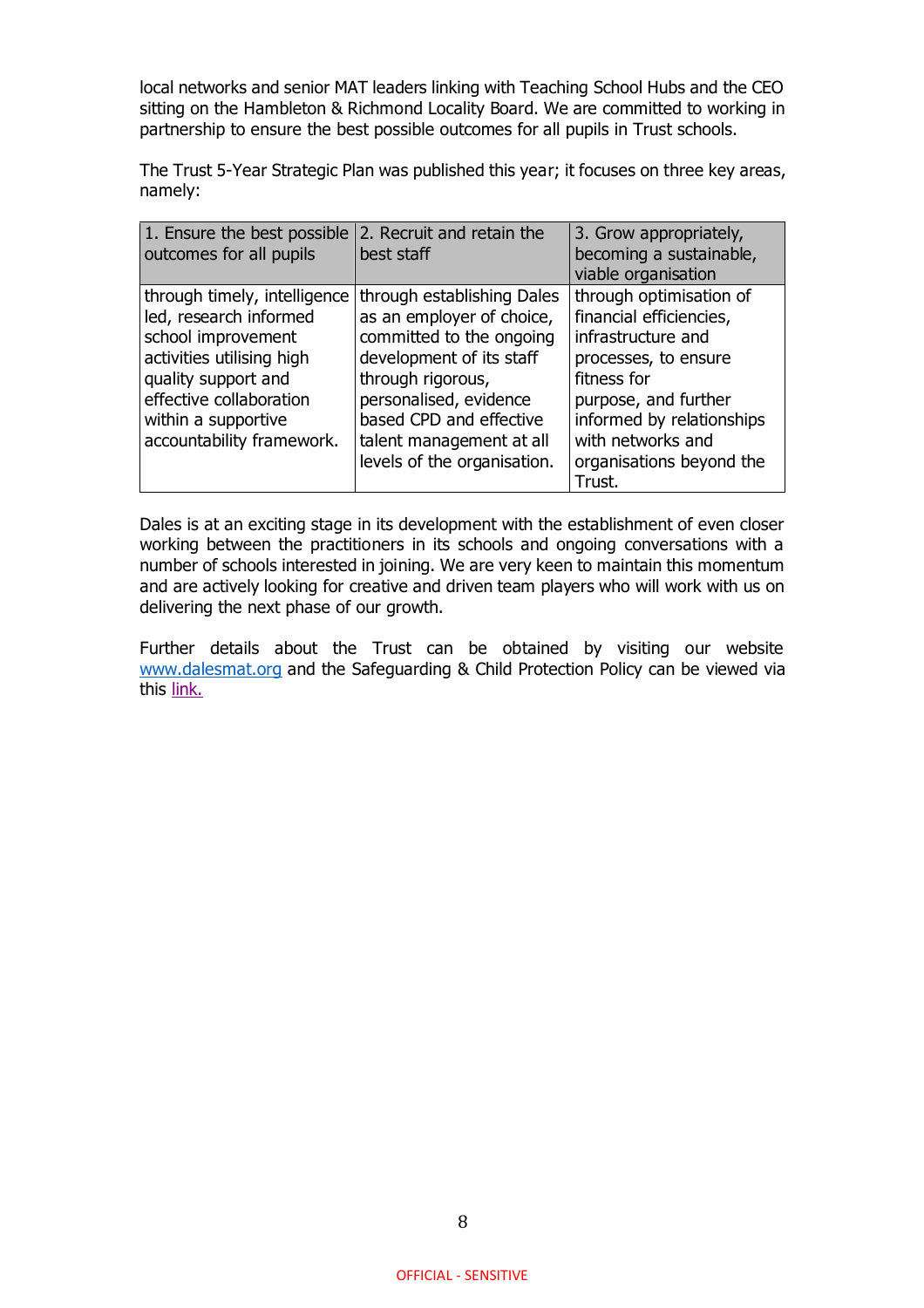local networks and senior MAT leaders linking with Teaching School Hubs and the CEO sitting on the Hambleton & Richmond Locality Board. We are committed to working in partnership to ensure the best possible outcomes for all pupils in Trust schools.

The Trust 5-Year Strategic Plan was published this year; it focuses on three key areas, namely:

| 1. Ensure the best possible outcomes for all pupils | 2. Recruit and retain the best staff | 3. Grow appropriately, becoming a sustainable, viable organisation |
| --- | --- | --- |
| through timely, intelligence led, research informed school improvement activities utilising high quality support and effective collaboration within a supportive accountability framework. | through establishing Dales as an employer of choice, committed to the ongoing development of its staff through rigorous, personalised, evidence based CPD and effective talent management at all levels of the organisation. | through optimisation of financial efficiencies, infrastructure and processes, to ensure fitness for purpose, and further informed by relationships with networks and organisations beyond the Trust. |

Dales is at an exciting stage in its development with the establishment of even closer working between the practitioners in its schools and ongoing conversations with a number of schools interested in joining. We are very keen to maintain this momentum and are actively looking for creative and driven team players who will work with us on delivering the next phase of our growth.

Further details about the Trust can be obtained by visiting our website [www.dalesmat.org](http://www.dalesmat.org) and the Safeguarding & Child Protection Policy can be viewed via this link.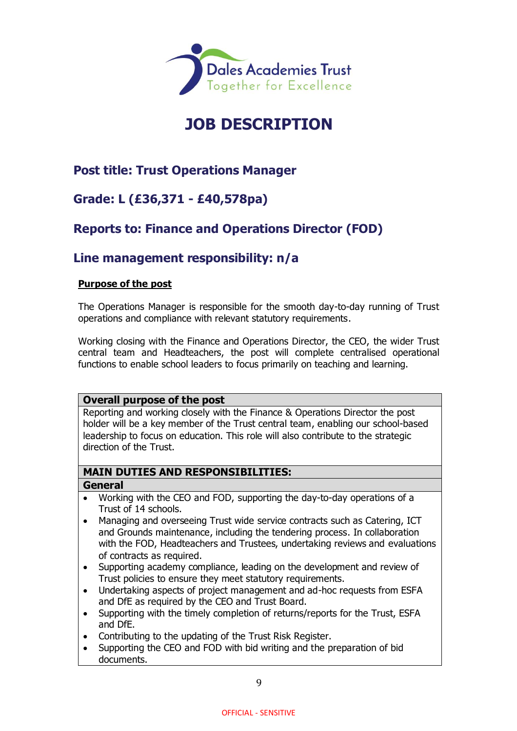Dales Academies Trust
Together for Excellence

# JOB DESCRIPTION

## Post title: Trust Operations Manager

## Grade: L (£36,371 - £40,578pa)

## Reports to: Finance and Operations Director (FOD)

## Line management responsibility: n/a

**Purpose of the post**

The Operations Manager is responsible for the smooth day-to-day running of Trust operations and compliance with relevant statutory requirements.

Working closing with the Finance and Operations Director, the CEO, the wider Trust central team and Headteachers, the post will complete centralised operational functions to enable school leaders to focus primarily on teaching and learning.

| **Overall purpose of the post** |
|---|
| Reporting and working closely with the Finance & Operations Director the post holder will be a key member of the Trust central team, enabling our school-based leadership to focus on education. This role will also contribute to the strategic direction of the Trust. |
| **MAIN DUTIES AND RESPONSIBILITIES:** |
| **General** |
| • Working with the CEO and FOD, supporting the day-to-day operations of a Trust of 14 schools.<br>• Managing and overseeing Trust wide service contracts such as Catering, ICT and Grounds maintenance, including the tendering process. In collaboration with the FOD, Headteachers and Trustees, undertaking reviews and evaluations of contracts as required.<br>• Supporting academy compliance, leading on the development and review of Trust policies to ensure they meet statutory requirements.<br>• Undertaking aspects of project management and ad-hoc requests from ESFA and DfE as required by the CEO and Trust Board.<br>• Supporting with the timely completion of returns/reports for the Trust, ESFA and DfE.<br>• Contributing to the updating of the Trust Risk Register.<br>• Supporting the CEO and FOD with bid writing and the preparation of bid documents. |

OFFICIAL - SENSITIVE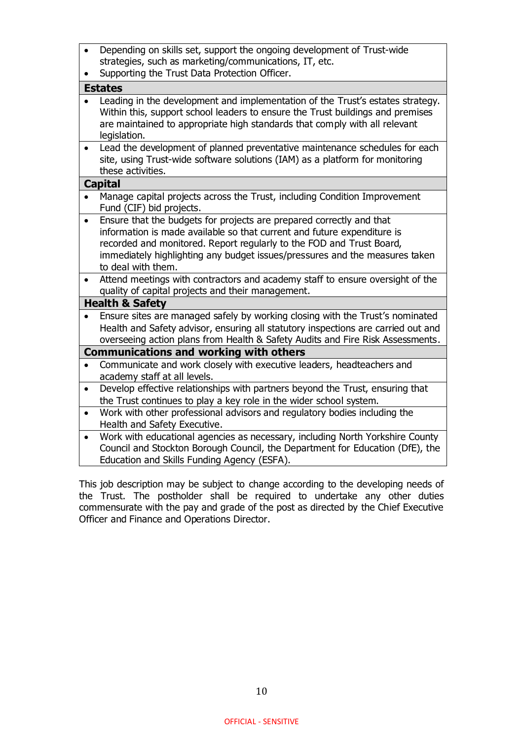| |
|---|
| • Depending on skills set, support the ongoing development of Trust-wide strategies, such as marketing/communications, IT, etc.<br>• Supporting the Trust Data Protection Officer. |
| **Estates** |
| • Leading in the development and implementation of the Trust's estates strategy. Within this, support school leaders to ensure the Trust buildings and premises are maintained to appropriate high standards that comply with all relevant legislation. |
| • Lead the development of planned preventative maintenance schedules for each site, using Trust-wide software solutions (IAM) as a platform for monitoring these activities. |
| **Capital** |
| • Manage capital projects across the Trust, including Condition Improvement Fund (CIF) bid projects. |
| • Ensure that the budgets for projects are prepared correctly and that information is made available so that current and future expenditure is recorded and monitored. Report regularly to the FOD and Trust Board, immediately highlighting any budget issues/pressures and the measures taken to deal with them. |
| • Attend meetings with contractors and academy staff to ensure oversight of the quality of capital projects and their management. |
| **Health & Safety** |
| • Ensure sites are managed safely by working closing with the Trust's nominated Health and Safety advisor, ensuring all statutory inspections are carried out and overseeing action plans from Health & Safety Audits and Fire Risk Assessments. |
| **Communications and working with others** |
| • Communicate and work closely with executive leaders, headteachers and academy staff at all levels. |
| • Develop effective relationships with partners beyond the Trust, ensuring that the Trust continues to play a key role in the wider school system. |
| • Work with other professional advisors and regulatory bodies including the Health and Safety Executive. |
| • Work with educational agencies as necessary, including North Yorkshire County Council and Stockton Borough Council, the Department for Education (DfE), the Education and Skills Funding Agency (ESFA). |

This job description may be subject to change according to the developing needs of the Trust. The postholder shall be required to undertake any other duties commensurate with the pay and grade of the post as directed by the Chief Executive Officer and Finance and Operations Director.

OFFICIAL - SENSITIVE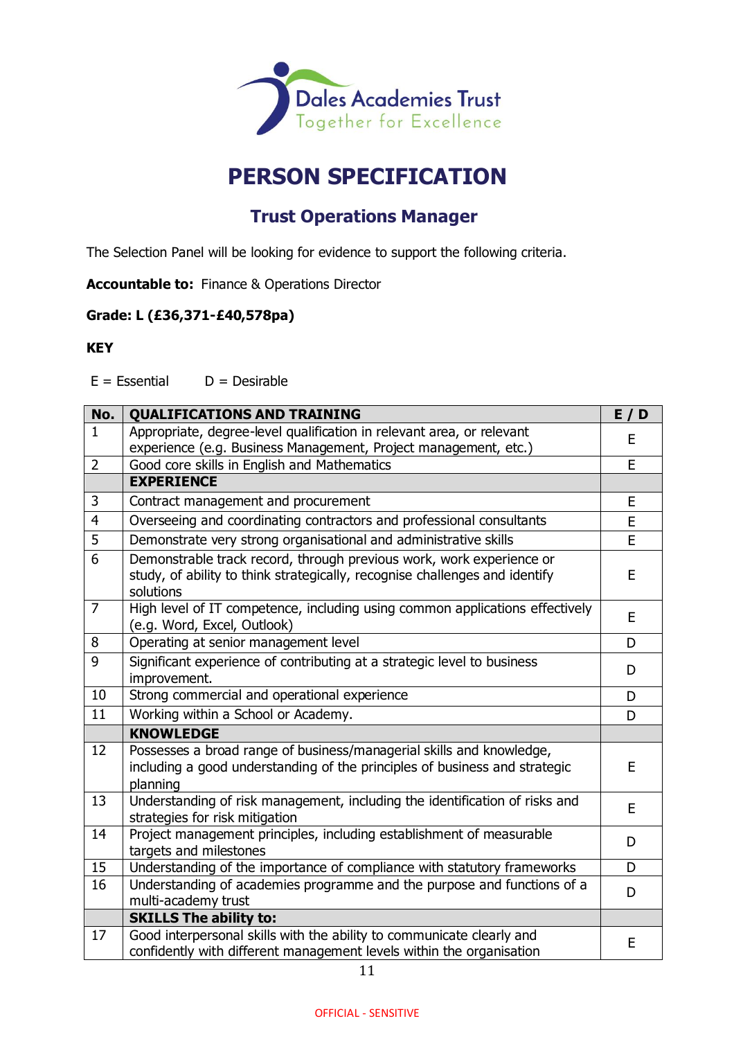# PERSON SPECIFICATION

## Trust Operations Manager

The Selection Panel will be looking for evidence to support the following criteria.

**Accountable to:** Finance & Operations Director

**Grade: L (£36,371-£40,578pa)**

**KEY**

E = Essential D = Desirable

| No. | QUALIFICATIONS AND TRAINING | E / D |
|---|---|---|
| 1 | Appropriate, degree-level qualification in relevant area, or relevant experience (e.g. Business Management, Project management, etc.) | E |
| 2 | Good core skills in English and Mathematics | E |
| | **EXPERIENCE** | |
| 3 | Contract management and procurement | E |
| 4 | Overseeing and coordinating contractors and professional consultants | E |
| 5 | Demonstrate very strong organisational and administrative skills | E |
| 6 | Demonstrable track record, through previous work, work experience or study, of ability to think strategically, recognise challenges and identify solutions | E |
| 7 | High level of IT competence, including using common applications effectively (e.g. Word, Excel, Outlook) | E |
| 8 | Operating at senior management level | D |
| 9 | Significant experience of contributing at a strategic level to business improvement. | D |
| 10 | Strong commercial and operational experience | D |
| 11 | Working within a School or Academy. | D |
| | **KNOWLEDGE** | |
| 12 | Possesses a broad range of business/managerial skills and knowledge, including a good understanding of the principles of business and strategic planning | E |
| 13 | Understanding of risk management, including the identification of risks and strategies for risk mitigation | E |
| 14 | Project management principles, including establishment of measurable targets and milestones | D |
| 15 | Understanding of the importance of compliance with statutory frameworks | D |
| 16 | Understanding of academies programme and the purpose and functions of a multi-academy trust | D |
| | **SKILLS The ability to:** | |
| 17 | Good interpersonal skills with the ability to communicate clearly and confidently with different management levels within the organisation | E |

OFFICIAL - SENSITIVE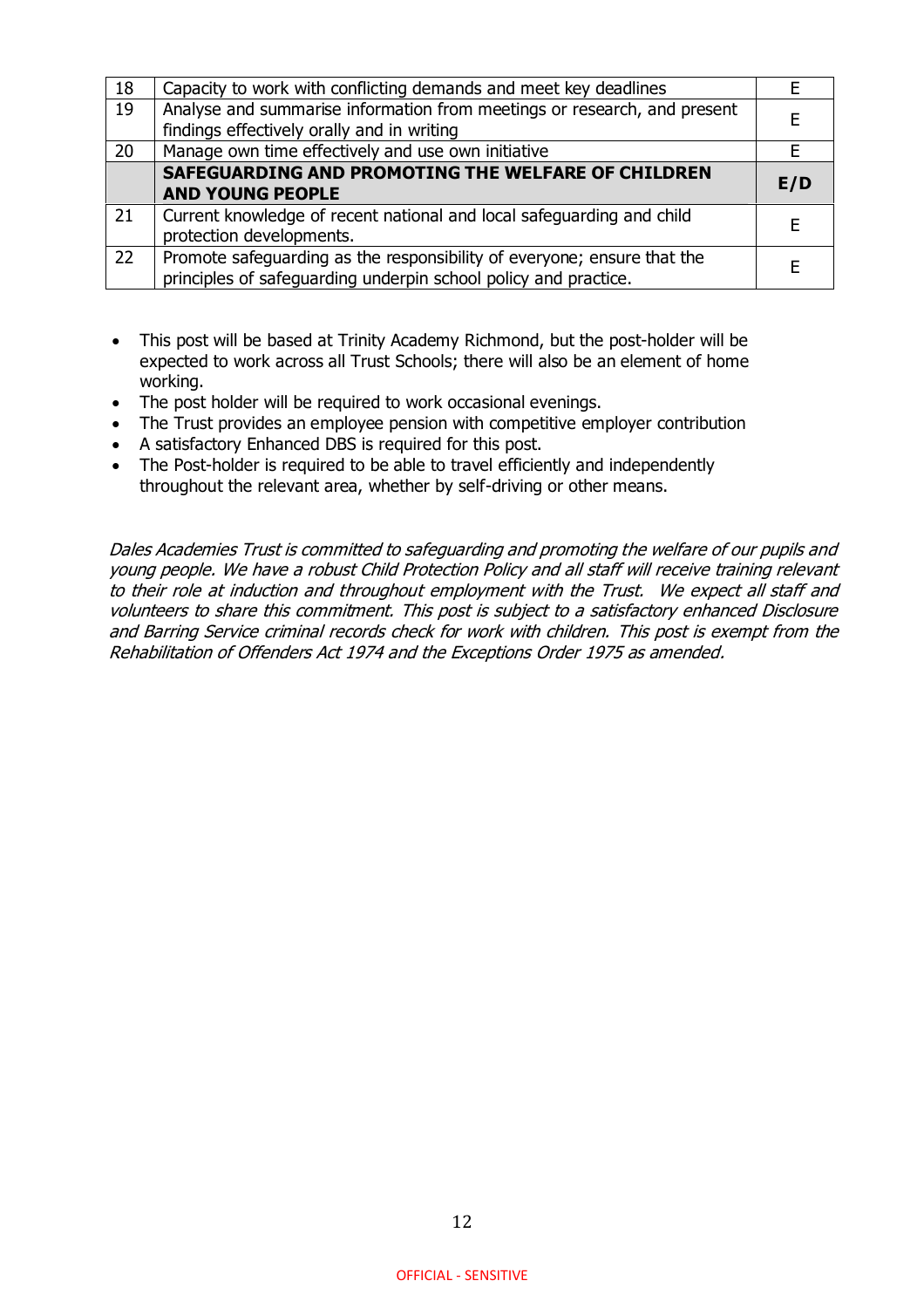| | | |
|---|---|---|
| 18 | Capacity to work with conflicting demands and meet key deadlines | E |
| 19 | Analyse and summarise information from meetings or research, and present findings effectively orally and in writing | E |
| 20 | Manage own time effectively and use own initiative | E |
| | **SAFEGUARDING AND PROMOTING THE WELFARE OF CHILDREN AND YOUNG PEOPLE** | **E/D** |
| 21 | Current knowledge of recent national and local safeguarding and child protection developments. | E |
| 22 | Promote safeguarding as the responsibility of everyone; ensure that the principles of safeguarding underpin school policy and practice. | E |

- This post will be based at Trinity Academy Richmond, but the post-holder will be expected to work across all Trust Schools; there will also be an element of home working.
- The post holder will be required to work occasional evenings.
- The Trust provides an employee pension with competitive employer contribution
- A satisfactory Enhanced DBS is required for this post.
- The Post-holder is required to be able to travel efficiently and independently throughout the relevant area, whether by self-driving or other means.

*Dales Academies Trust is committed to safeguarding and promoting the welfare of our pupils and young people. We have a robust Child Protection Policy and all staff will receive training relevant to their role at induction and throughout employment with the Trust. We expect all staff and volunteers to share this commitment. This post is subject to a satisfactory enhanced Disclosure and Barring Service criminal records check for work with children. This post is exempt from the Rehabilitation of Offenders Act 1974 and the Exceptions Order 1975 as amended.*

OFFICIAL - SENSITIVE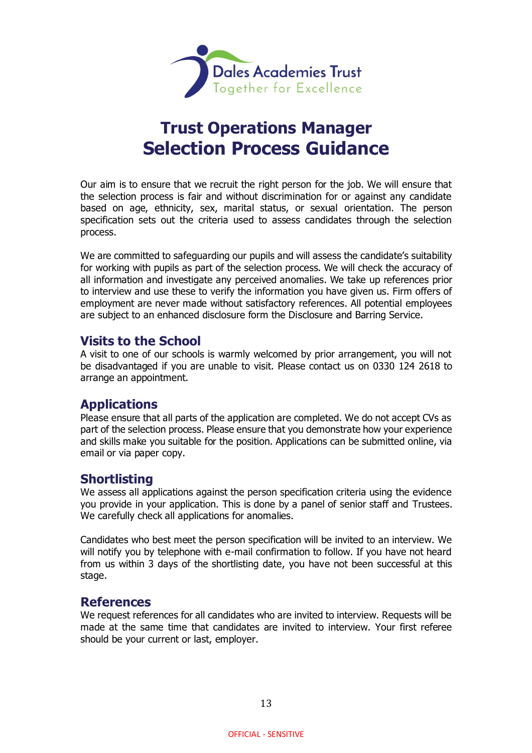Dales Academies Trust
Together for Excellence

# Trust Operations Manager
# Selection Process Guidance

Our aim is to ensure that we recruit the right person for the job. We will ensure that the selection process is fair and without discrimination for or against any candidate based on age, ethnicity, sex, marital status, or sexual orientation. The person specification sets out the criteria used to assess candidates through the selection process.

We are committed to safeguarding our pupils and will assess the candidate's suitability for working with pupils as part of the selection process. We will check the accuracy of all information and investigate any perceived anomalies. We take up references prior to interview and use these to verify the information you have given us. Firm offers of employment are never made without satisfactory references. All potential employees are subject to an enhanced disclosure form the Disclosure and Barring Service.

## Visits to the School

A visit to one of our schools is warmly welcomed by prior arrangement, you will not be disadvantaged if you are unable to visit. Please contact us on 0330 124 2618 to arrange an appointment.

## Applications

Please ensure that all parts of the application are completed. We do not accept CVs as part of the selection process. Please ensure that you demonstrate how your experience and skills make you suitable for the position. Applications can be submitted online, via email or via paper copy.

## Shortlisting

We assess all applications against the person specification criteria using the evidence you provide in your application. This is done by a panel of senior staff and Trustees. We carefully check all applications for anomalies.

Candidates who best meet the person specification will be invited to an interview. We will notify you by telephone with e-mail confirmation to follow. If you have not heard from us within 3 days of the shortlisting date, you have not been successful at this stage.

## References

We request references for all candidates who are invited to interview. Requests will be made at the same time that candidates are invited to interview. Your first referee should be your current or last, employer.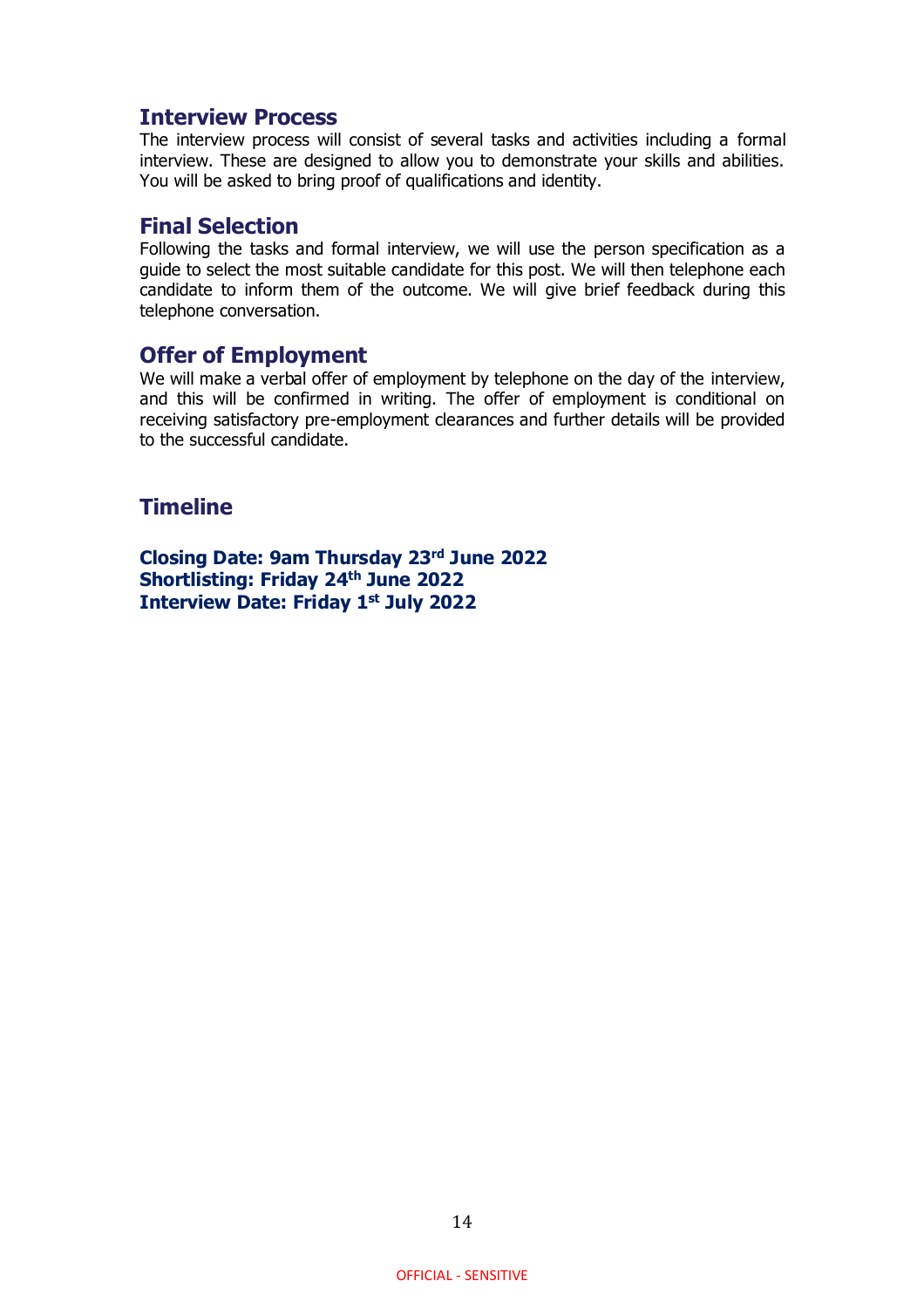## Interview Process

The interview process will consist of several tasks and activities including a formal interview. These are designed to allow you to demonstrate your skills and abilities. You will be asked to bring proof of qualifications and identity.

## Final Selection

Following the tasks and formal interview, we will use the person specification as a guide to select the most suitable candidate for this post. We will then telephone each candidate to inform them of the outcome. We will give brief feedback during this telephone conversation.

## Offer of Employment

We will make a verbal offer of employment by telephone on the day of the interview, and this will be confirmed in writing. The offer of employment is conditional on receiving satisfactory pre-employment clearances and further details will be provided to the successful candidate.

## Timeline

**Closing Date: 9am Thursday 23rd June 2022**
**Shortlisting: Friday 24th June 2022**
**Interview Date: Friday 1st July 2022**